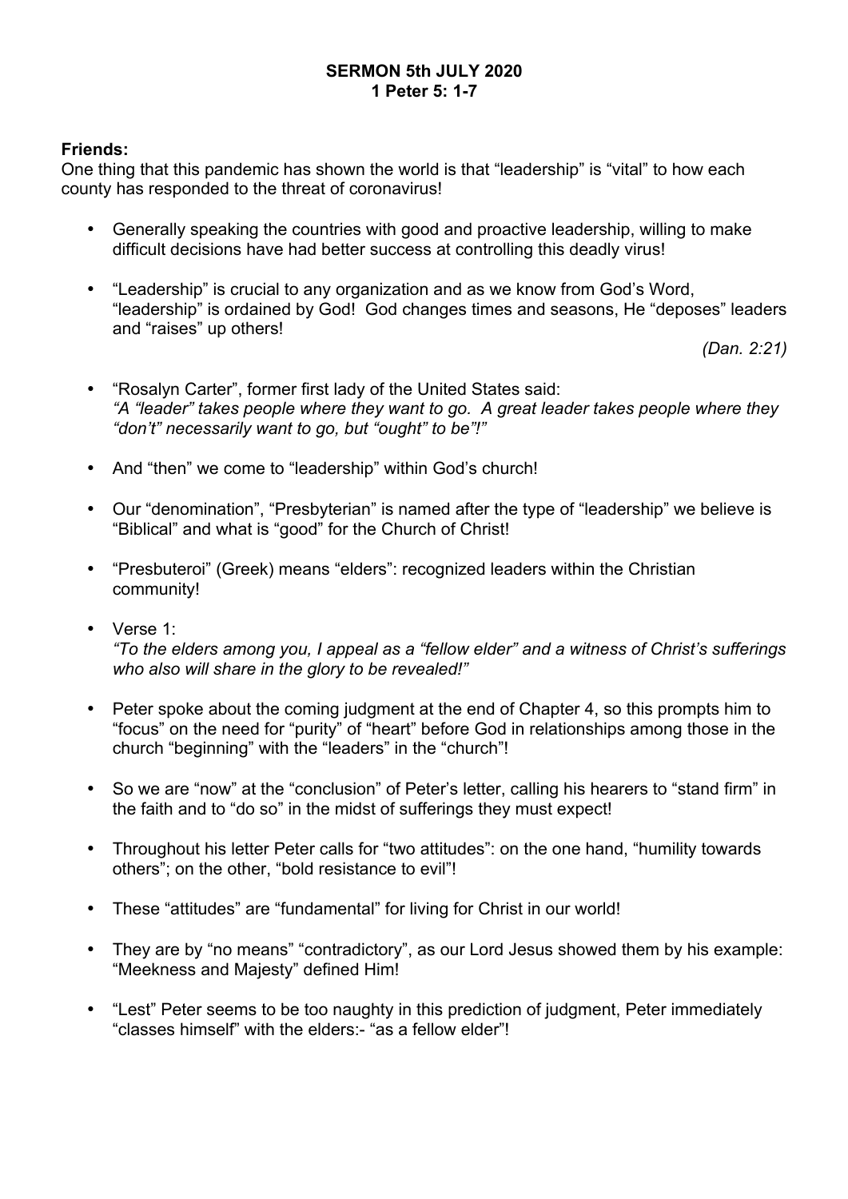**SERMON 5th JULY 2020**
**1 Peter 5: 1-7**

**Friends:**
One thing that this pandemic has shown the world is that "leadership" is "vital" to how each county has responded to the threat of coronavirus!

- Generally speaking the countries with good and proactive leadership, willing to make difficult decisions have had better success at controlling this deadly virus!

- "Leadership" is crucial to any organization and as we know from God's Word, "leadership" is ordained by God! God changes times and seasons, He "deposes" leaders and "raises" up others!

  *(Dan. 2:21)*

- "Rosalyn Carter", former first lady of the United States said:
  *"A "leader" takes people where they want to go. A great leader takes people where they "don't" necessarily want to go, but "ought" to be"!"*

- And "then" we come to "leadership" within God's church!

- Our "denomination", "Presbyterian" is named after the type of "leadership" we believe is "Biblical" and what is "good" for the Church of Christ!

- "Presbuteroi" (Greek) means "elders": recognized leaders within the Christian community!

- Verse 1:
  *"To the elders among you, I appeal as a "fellow elder" and a witness of Christ's sufferings who also will share in the glory to be revealed!"*

- Peter spoke about the coming judgment at the end of Chapter 4, so this prompts him to "focus" on the need for "purity" of "heart" before God in relationships among those in the church "beginning" with the "leaders" in the "church"!

- So we are "now" at the "conclusion" of Peter's letter, calling his hearers to "stand firm" in the faith and to "do so" in the midst of sufferings they must expect!

- Throughout his letter Peter calls for "two attitudes": on the one hand, "humility towards others"; on the other, "bold resistance to evil"!

- These "attitudes" are "fundamental" for living for Christ in our world!

- They are by "no means" "contradictory", as our Lord Jesus showed them by his example: "Meekness and Majesty" defined Him!

- "Lest" Peter seems to be too naughty in this prediction of judgment, Peter immediately "classes himself" with the elders:- "as a fellow elder"!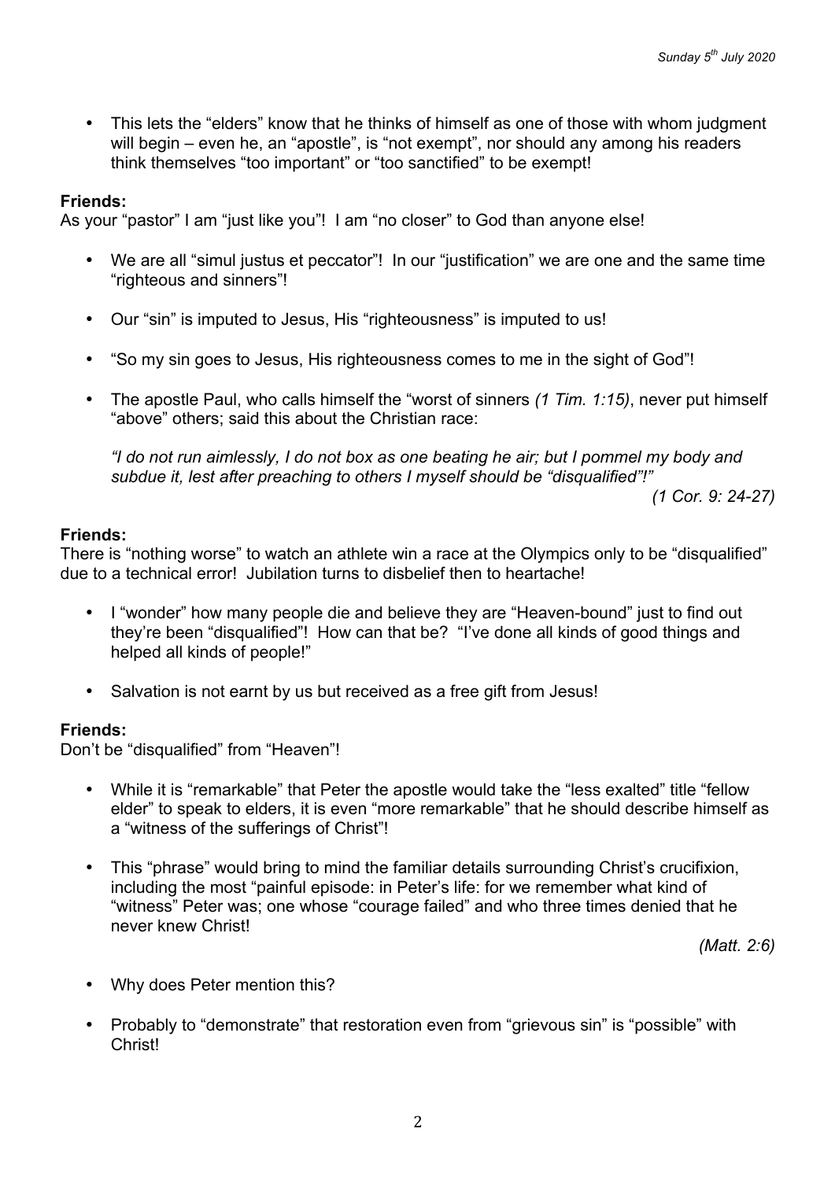- This lets the "elders" know that he thinks of himself as one of those with whom judgment will begin – even he, an "apostle", is "not exempt", nor should any among his readers think themselves "too important" or "too sanctified" to be exempt!

**Friends:**
As your "pastor" I am "just like you"! I am "no closer" to God than anyone else!

- We are all "simul justus et peccator"! In our "justification" we are one and the same time "righteous and sinners"!

- Our "sin" is imputed to Jesus, His "righteousness" is imputed to us!

- "So my sin goes to Jesus, His righteousness comes to me in the sight of God"!

- The apostle Paul, who calls himself the "worst of sinners *(1 Tim. 1:15)*, never put himself "above" others; said this about the Christian race:

  *"I do not run aimlessly, I do not box as one beating he air; but I pommel my body and subdue it, lest after preaching to others I myself should be "disqualified"!"*

  *(1 Cor. 9: 24-27)*

**Friends:**
There is "nothing worse" to watch an athlete win a race at the Olympics only to be "disqualified" due to a technical error! Jubilation turns to disbelief then to heartache!

- I "wonder" how many people die and believe they are "Heaven-bound" just to find out they're been "disqualified"! How can that be? "I've done all kinds of good things and helped all kinds of people!"

- Salvation is not earnt by us but received as a free gift from Jesus!

**Friends:**
Don't be "disqualified" from "Heaven"!

- While it is "remarkable" that Peter the apostle would take the "less exalted" title "fellow elder" to speak to elders, it is even "more remarkable" that he should describe himself as a "witness of the sufferings of Christ"!

- This "phrase" would bring to mind the familiar details surrounding Christ's crucifixion, including the most "painful episode: in Peter's life: for we remember what kind of "witness" Peter was; one whose "courage failed" and who three times denied that he never knew Christ!

  *(Matt. 2:6)*

- Why does Peter mention this?

- Probably to "demonstrate" that restoration even from "grievous sin" is "possible" with Christ!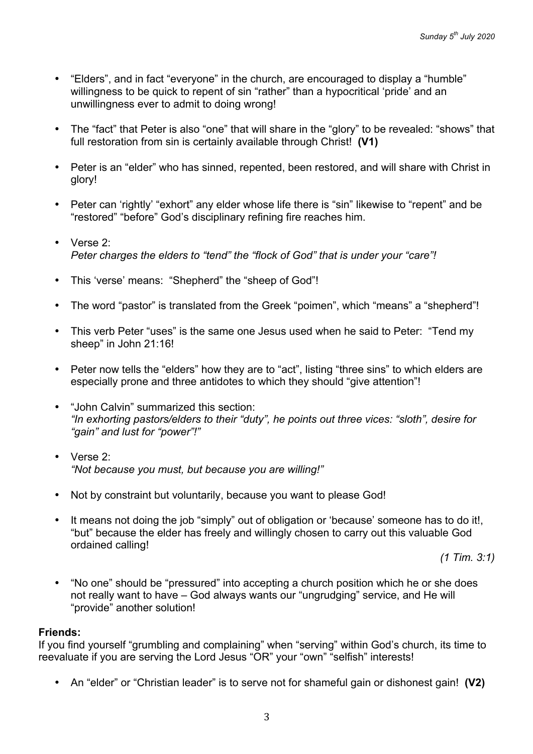- "Elders", and in fact "everyone" in the church, are encouraged to display a "humble" willingness to be quick to repent of sin "rather" than a hypocritical 'pride' and an unwillingness ever to admit to doing wrong!

- The "fact" that Peter is also "one" that will share in the "glory" to be revealed: "shows" that full restoration from sin is certainly available through Christ! **(V1)**

- Peter is an "elder" who has sinned, repented, been restored, and will share with Christ in glory!

- Peter can 'rightly' "exhort" any elder whose life there is "sin" likewise to "repent" and be "restored" "before" God's disciplinary refining fire reaches him.

- Verse 2:
  *Peter charges the elders to "tend" the "flock of God" that is under your "care"!*

- This 'verse' means: "Shepherd" the "sheep of God"!

- The word "pastor" is translated from the Greek "poimen", which "means" a "shepherd"!

- This verb Peter "uses" is the same one Jesus used when he said to Peter: "Tend my sheep" in John 21:16!

- Peter now tells the "elders" how they are to "act", listing "three sins" to which elders are especially prone and three antidotes to which they should "give attention"!

- "John Calvin" summarized this section:
  *"In exhorting pastors/elders to their "duty", he points out three vices: "sloth", desire for "gain" and lust for "power"!"*

- Verse 2:
  *"Not because you must, but because you are willing!"*

- Not by constraint but voluntarily, because you want to please God!

- It means not doing the job "simply" out of obligation or 'because' someone has to do it!, "but" because the elder has freely and willingly chosen to carry out this valuable God ordained calling!

  *(1 Tim. 3:1)*

- "No one" should be "pressured" into accepting a church position which he or she does not really want to have – God always wants our "ungrudging" service, and He will "provide" another solution!

**Friends:**
If you find yourself "grumbling and complaining" when "serving" within God's church, its time to reevaluate if you are serving the Lord Jesus "OR" your "own" "selfish" interests!

- An "elder" or "Christian leader" is to serve not for shameful gain or dishonest gain! **(V2)**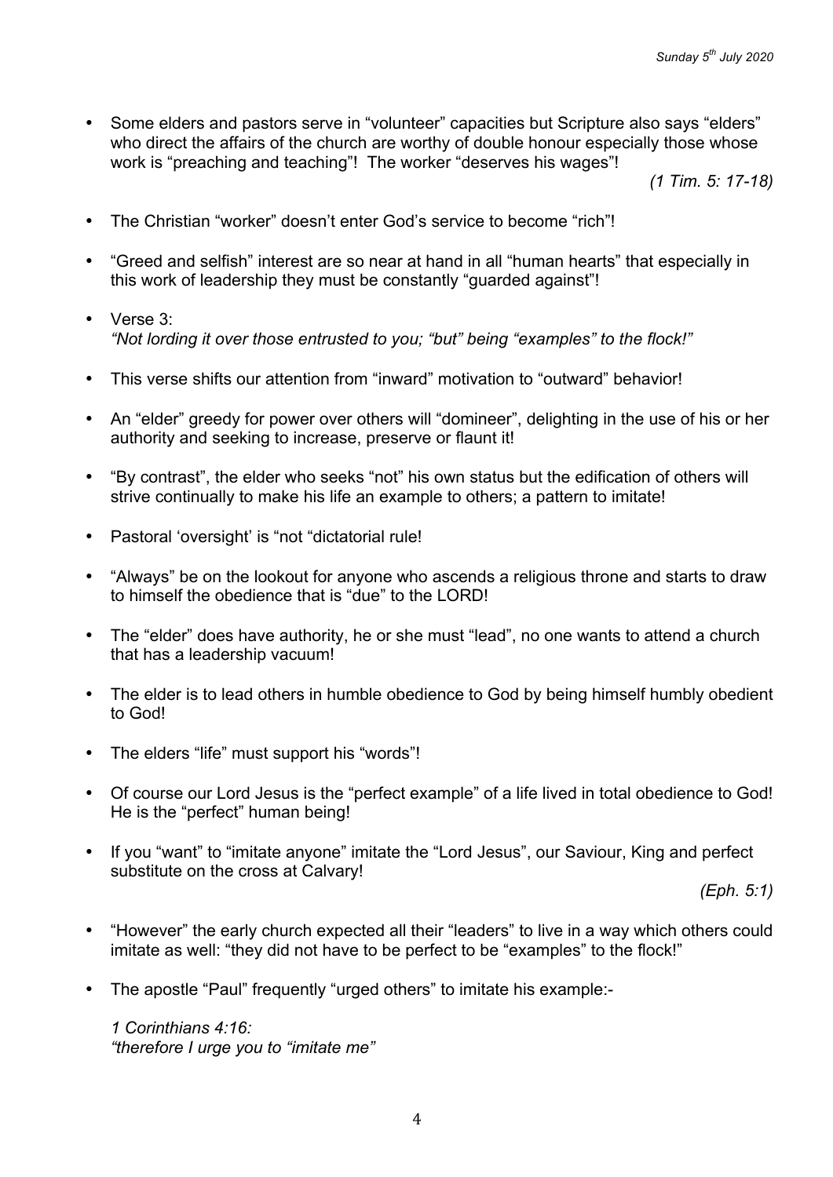- Some elders and pastors serve in "volunteer" capacities but Scripture also says "elders" who direct the affairs of the church are worthy of double honour especially those whose work is "preaching and teaching"! The worker "deserves his wages"!

  *(1 Tim. 5: 17-18)*

- The Christian "worker" doesn't enter God's service to become "rich"!

- "Greed and selfish" interest are so near at hand in all "human hearts" that especially in this work of leadership they must be constantly "guarded against"!

- Verse 3:
  *"Not lording it over those entrusted to you; "but" being "examples" to the flock!"*

- This verse shifts our attention from "inward" motivation to "outward" behavior!

- An "elder" greedy for power over others will "domineer", delighting in the use of his or her authority and seeking to increase, preserve or flaunt it!

- "By contrast", the elder who seeks "not" his own status but the edification of others will strive continually to make his life an example to others; a pattern to imitate!

- Pastoral 'oversight' is "not "dictatorial rule!

- "Always" be on the lookout for anyone who ascends a religious throne and starts to draw to himself the obedience that is "due" to the LORD!

- The "elder" does have authority, he or she must "lead", no one wants to attend a church that has a leadership vacuum!

- The elder is to lead others in humble obedience to God by being himself humbly obedient to God!

- The elders "life" must support his "words"!

- Of course our Lord Jesus is the "perfect example" of a life lived in total obedience to God! He is the "perfect" human being!

- If you "want" to "imitate anyone" imitate the "Lord Jesus", our Saviour, King and perfect substitute on the cross at Calvary!

  *(Eph. 5:1)*

- "However" the early church expected all their "leaders" to live in a way which others could imitate as well: "they did not have to be perfect to be "examples" to the flock!"

- The apostle "Paul" frequently "urged others" to imitate his example:-

  *1 Corinthians 4:16:*
  *"therefore I urge you to "imitate me"*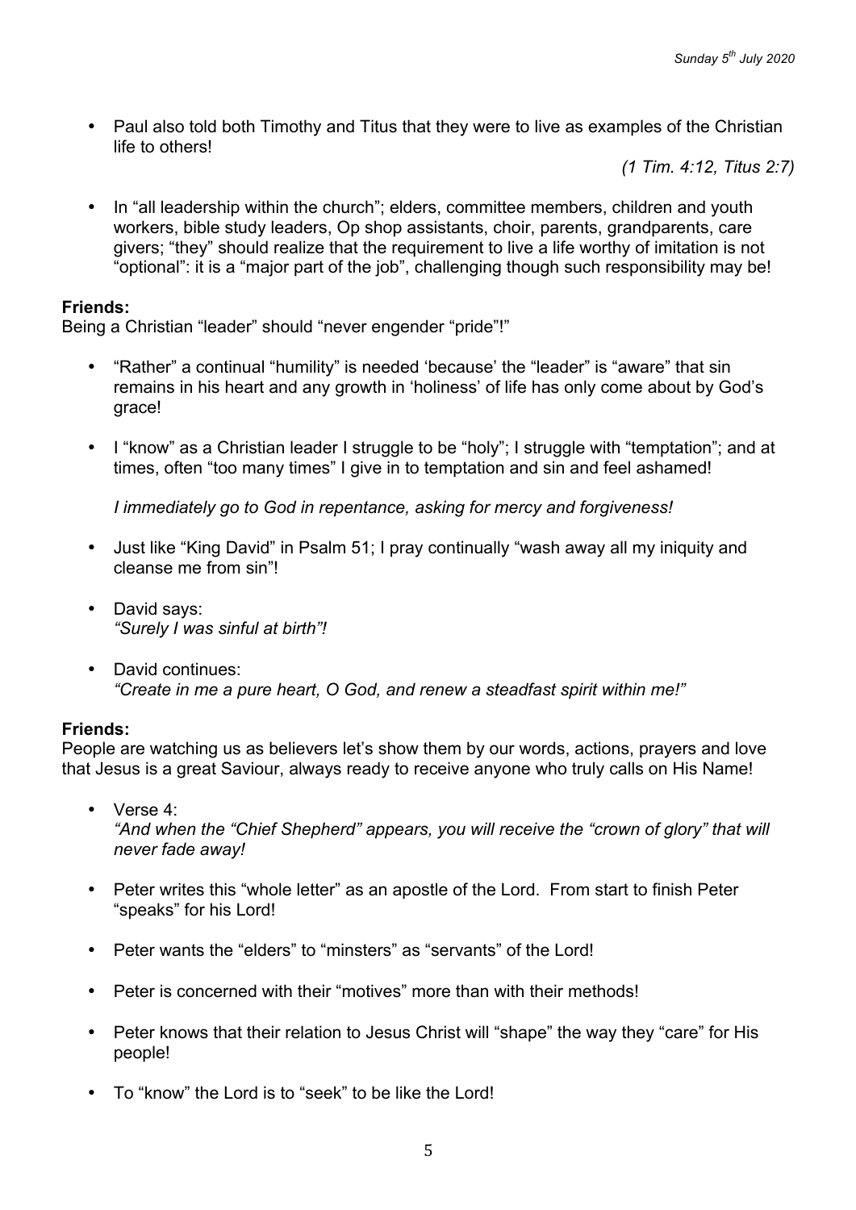- Paul also told both Timothy and Titus that they were to live as examples of the Christian life to others!

  *(1 Tim. 4:12, Titus 2:7)*

- In "all leadership within the church"; elders, committee members, children and youth workers, bible study leaders, Op shop assistants, choir, parents, grandparents, care givers; "they" should realize that the requirement to live a life worthy of imitation is not "optional": it is a "major part of the job", challenging though such responsibility may be!

**Friends:**
Being a Christian "leader" should "never engender "pride"!"

- "Rather" a continual "humility" is needed 'because' the "leader" is "aware" that sin remains in his heart and any growth in 'holiness' of life has only come about by God's grace!

- I "know" as a Christian leader I struggle to be "holy"; I struggle with "temptation"; and at times, often "too many times" I give in to temptation and sin and feel ashamed!

  *I immediately go to God in repentance, asking for mercy and forgiveness!*

- Just like "King David" in Psalm 51; I pray continually "wash away all my iniquity and cleanse me from sin"!

- David says:
  *"Surely I was sinful at birth"!*

- David continues:
  *"Create in me a pure heart, O God, and renew a steadfast spirit within me!"*

**Friends:**
People are watching us as believers let's show them by our words, actions, prayers and love that Jesus is a great Saviour, always ready to receive anyone who truly calls on His Name!

- Verse 4:
  *"And when the "Chief Shepherd" appears, you will receive the "crown of glory" that will never fade away!*

- Peter writes this "whole letter" as an apostle of the Lord. From start to finish Peter "speaks" for his Lord!

- Peter wants the "elders" to "minsters" as "servants" of the Lord!

- Peter is concerned with their "motives" more than with their methods!

- Peter knows that their relation to Jesus Christ will "shape" the way they "care" for His people!

- To "know" the Lord is to "seek" to be like the Lord!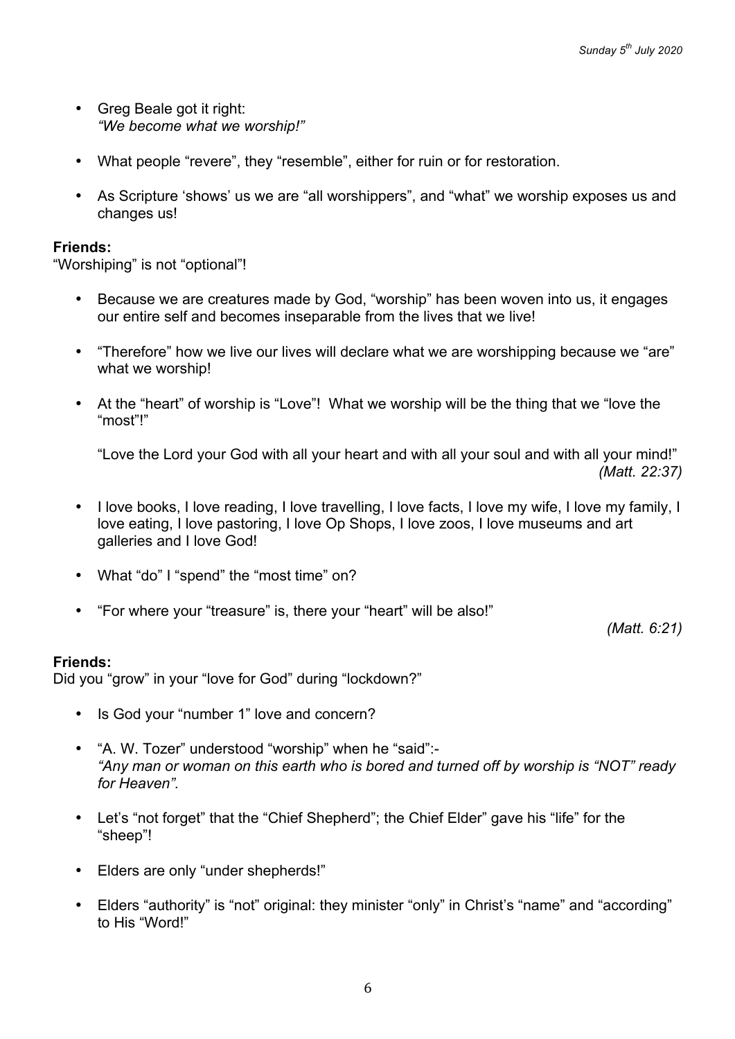- Greg Beale got it right:
  *"We become what we worship!"*

- What people "revere", they "resemble", either for ruin or for restoration.

- As Scripture 'shows' us we are "all worshippers", and "what" we worship exposes us and changes us!

**Friends:**
"Worshiping" is not "optional"!

- Because we are creatures made by God, "worship" has been woven into us, it engages our entire self and becomes inseparable from the lives that we live!

- "Therefore" how we live our lives will declare what we are worshipping because we "are" what we worship!

- At the "heart" of worship is "Love"! What we worship will be the thing that we "love the "most"!"

  "Love the Lord your God with all your heart and with all your soul and with all your mind!"
  *(Matt. 22:37)*

- I love books, I love reading, I love travelling, I love facts, I love my wife, I love my family, I love eating, I love pastoring, I love Op Shops, I love zoos, I love museums and art galleries and I love God!

- What "do" I "spend" the "most time" on?

- "For where your "treasure" is, there your "heart" will be also!"
  *(Matt. 6:21)*

**Friends:**
Did you "grow" in your "love for God" during "lockdown?"

- Is God your "number 1" love and concern?

- "A. W. Tozer" understood "worship" when he "said":-
  *"Any man or woman on this earth who is bored and turned off by worship is "NOT" ready for Heaven".*

- Let's "not forget" that the "Chief Shepherd"; the Chief Elder" gave his "life" for the "sheep"!

- Elders are only "under shepherds!"

- Elders "authority" is "not" original: they minister "only" in Christ's "name" and "according" to His "Word!"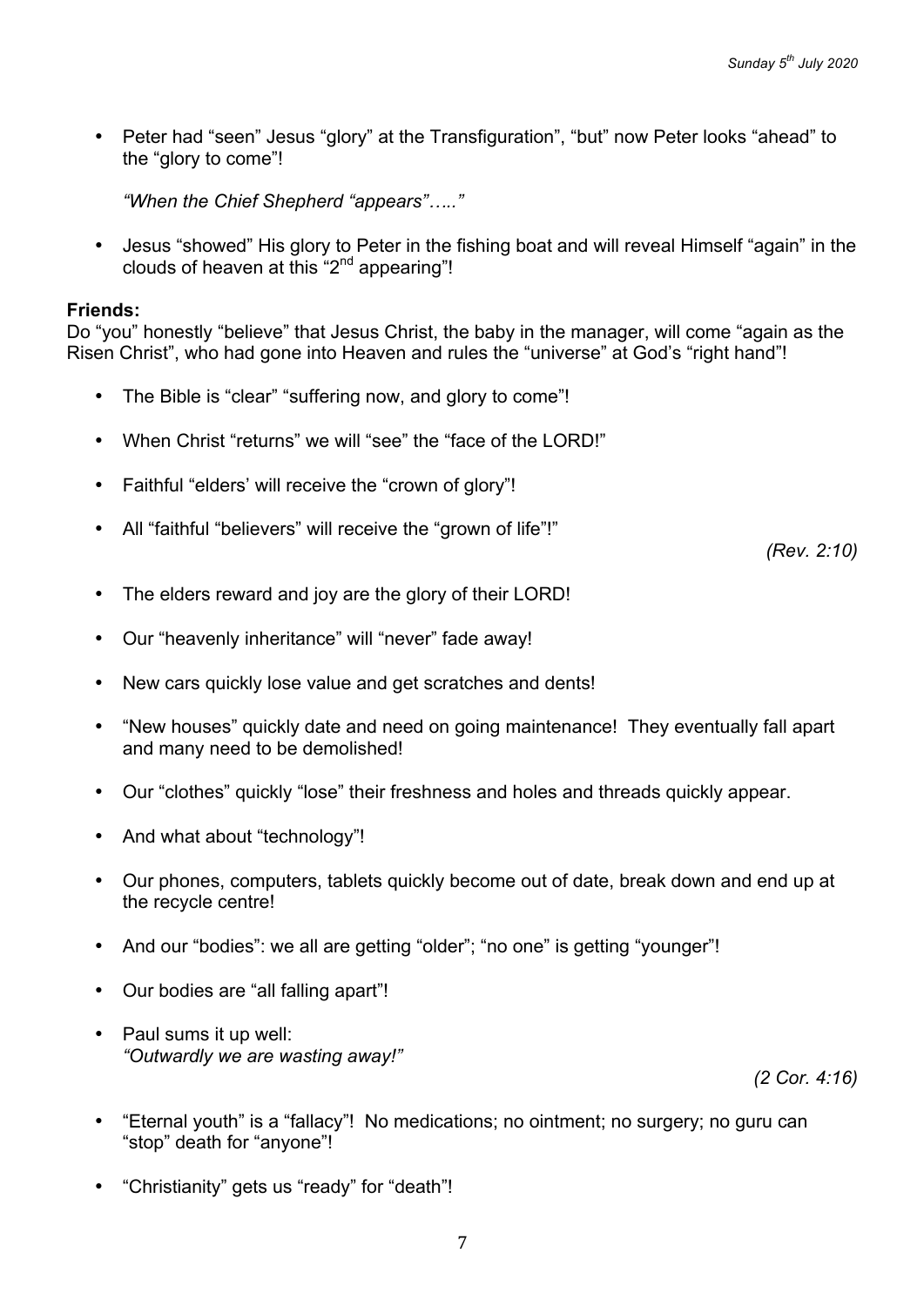- Peter had "seen" Jesus "glory" at the Transfiguration", "but" now Peter looks "ahead" to the "glory to come"!

  *"When the Chief Shepherd "appears"….."*

- Jesus "showed" His glory to Peter in the fishing boat and will reveal Himself "again" in the clouds of heaven at this "2nd appearing"!

**Friends:**
Do "you" honestly "believe" that Jesus Christ, the baby in the manager, will come "again as the Risen Christ", who had gone into Heaven and rules the "universe" at God's "right hand"!

- The Bible is "clear" "suffering now, and glory to come"!
- When Christ "returns" we will "see" the "face of the LORD!"
- Faithful "elders' will receive the "crown of glory"!
- All "faithful "believers" will receive the "grown of life"!"

  *(Rev. 2:10)*

- The elders reward and joy are the glory of their LORD!
- Our "heavenly inheritance" will "never" fade away!
- New cars quickly lose value and get scratches and dents!
- "New houses" quickly date and need on going maintenance! They eventually fall apart and many need to be demolished!
- Our "clothes" quickly "lose" their freshness and holes and threads quickly appear.
- And what about "technology"!
- Our phones, computers, tablets quickly become out of date, break down and end up at the recycle centre!
- And our "bodies": we all are getting "older"; "no one" is getting "younger"!
- Our bodies are "all falling apart"!
- Paul sums it up well:
  *"Outwardly we are wasting away!"*

  *(2 Cor. 4:16)*

- "Eternal youth" is a "fallacy"! No medications; no ointment; no surgery; no guru can "stop" death for "anyone"!
- "Christianity" gets us "ready" for "death"!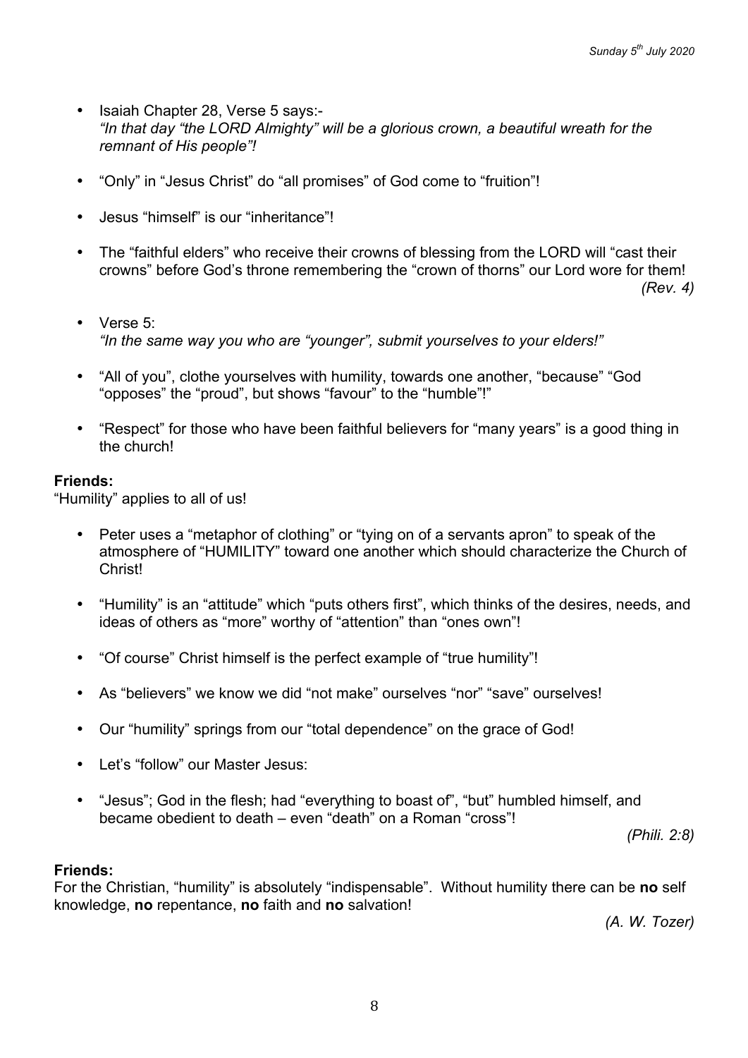- Isaiah Chapter 28, Verse 5 says:-
  *"In that day "the LORD Almighty" will be a glorious crown, a beautiful wreath for the remnant of His people"!*

- "Only" in "Jesus Christ" do "all promises" of God come to "fruition"!

- Jesus "himself" is our "inheritance"!

- The "faithful elders" who receive their crowns of blessing from the LORD will "cast their crowns" before God's throne remembering the "crown of thorns" our Lord wore for them! *(Rev. 4)*

- Verse 5:
  *"In the same way you who are "younger", submit yourselves to your elders!"*

- "All of you", clothe yourselves with humility, towards one another, "because" "God "opposes" the "proud", but shows "favour" to the "humble"!"

- "Respect" for those who have been faithful believers for "many years" is a good thing in the church!

**Friends:**
"Humility" applies to all of us!

- Peter uses a "metaphor of clothing" or "tying on of a servants apron" to speak of the atmosphere of "HUMILITY" toward one another which should characterize the Church of Christ!

- "Humility" is an "attitude" which "puts others first", which thinks of the desires, needs, and ideas of others as "more" worthy of "attention" than "ones own"!

- "Of course" Christ himself is the perfect example of "true humility"!

- As "believers" we know we did "not make" ourselves "nor" "save" ourselves!

- Our "humility" springs from our "total dependence" on the grace of God!

- Let's "follow" our Master Jesus:

- "Jesus"; God in the flesh; had "everything to boast of", "but" humbled himself, and became obedient to death – even "death" on a Roman "cross"! *(Phili. 2:8)*

**Friends:**
For the Christian, "humility" is absolutely "indispensable". Without humility there can be **no** self knowledge, **no** repentance, **no** faith and **no** salvation!

*(A. W. Tozer)*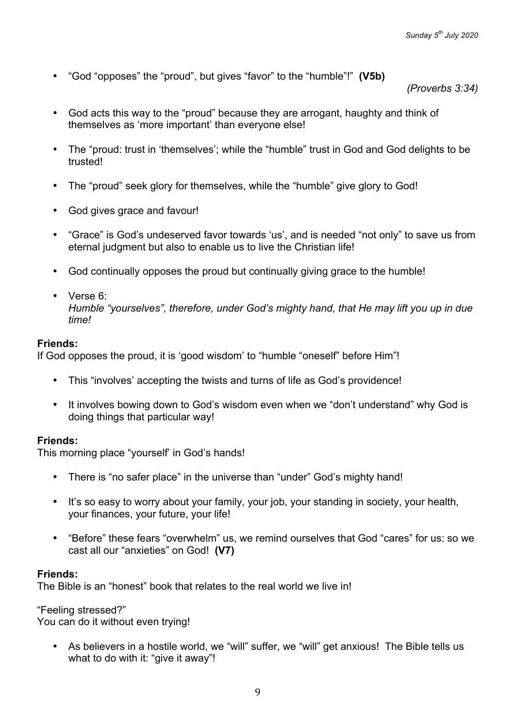- "God "opposes" the "proud", but gives "favor" to the "humble"!" **(V5b)**

  *(Proverbs 3:34)*

- God acts this way to the "proud" because they are arrogant, haughty and think of themselves as 'more important' than everyone else!

- The "proud: trust in 'themselves'; while the "humble" trust in God and God delights to be trusted!

- The "proud" seek glory for themselves, while the "humble" give glory to God!

- God gives grace and favour!

- "Grace" is God's undeserved favor towards 'us', and is needed "not only" to save us from eternal judgment but also to enable us to live the Christian life!

- God continually opposes the proud but continually giving grace to the humble!

- Verse 6:
  *Humble "yourselves", therefore, under God's mighty hand, that He may lift you up in due time!*

**Friends:**
If God opposes the proud, it is 'good wisdom' to "humble "oneself" before Him"!

- This "involves' accepting the twists and turns of life as God's providence!

- It involves bowing down to God's wisdom even when we "don't understand" why God is doing things that particular way!

**Friends:**
This morning place "yourself' in God's hands!

- There is "no safer place" in the universe than "under" God's mighty hand!

- It's so easy to worry about your family, your job, your standing in society, your health, your finances, your future, your life!

- "Before" these fears "overwhelm" us, we remind ourselves that God "cares" for us: so we cast all our "anxieties" on God! **(V7)**

**Friends:**
The Bible is an "honest" book that relates to the real world we live in!

"Feeling stressed?"
You can do it without even trying!

- As believers in a hostile world, we "will" suffer, we "will" get anxious! The Bible tells us what to do with it: "give it away"!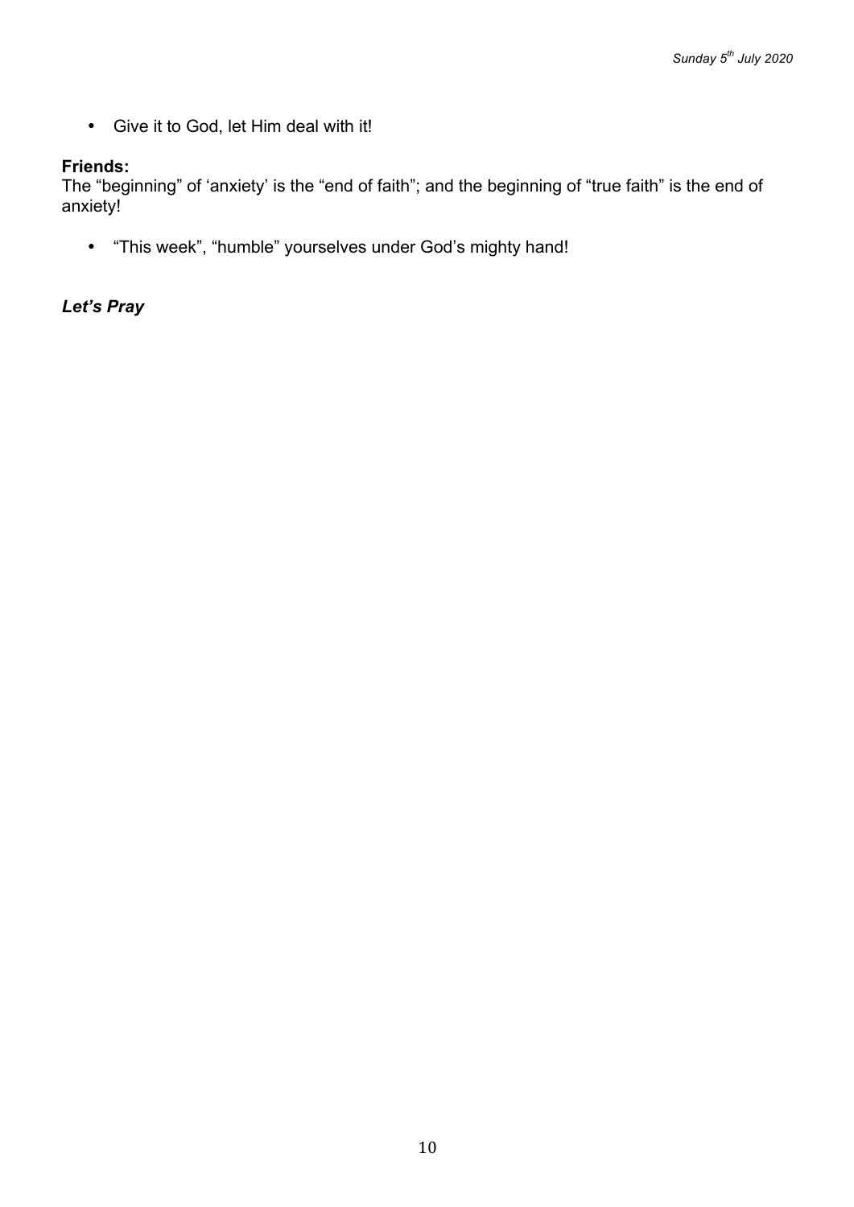- Give it to God, let Him deal with it!

**Friends:**
The "beginning" of 'anxiety' is the "end of faith"; and the beginning of "true faith" is the end of anxiety!

- "This week", "humble" yourselves under God's mighty hand!

***Let's Pray***